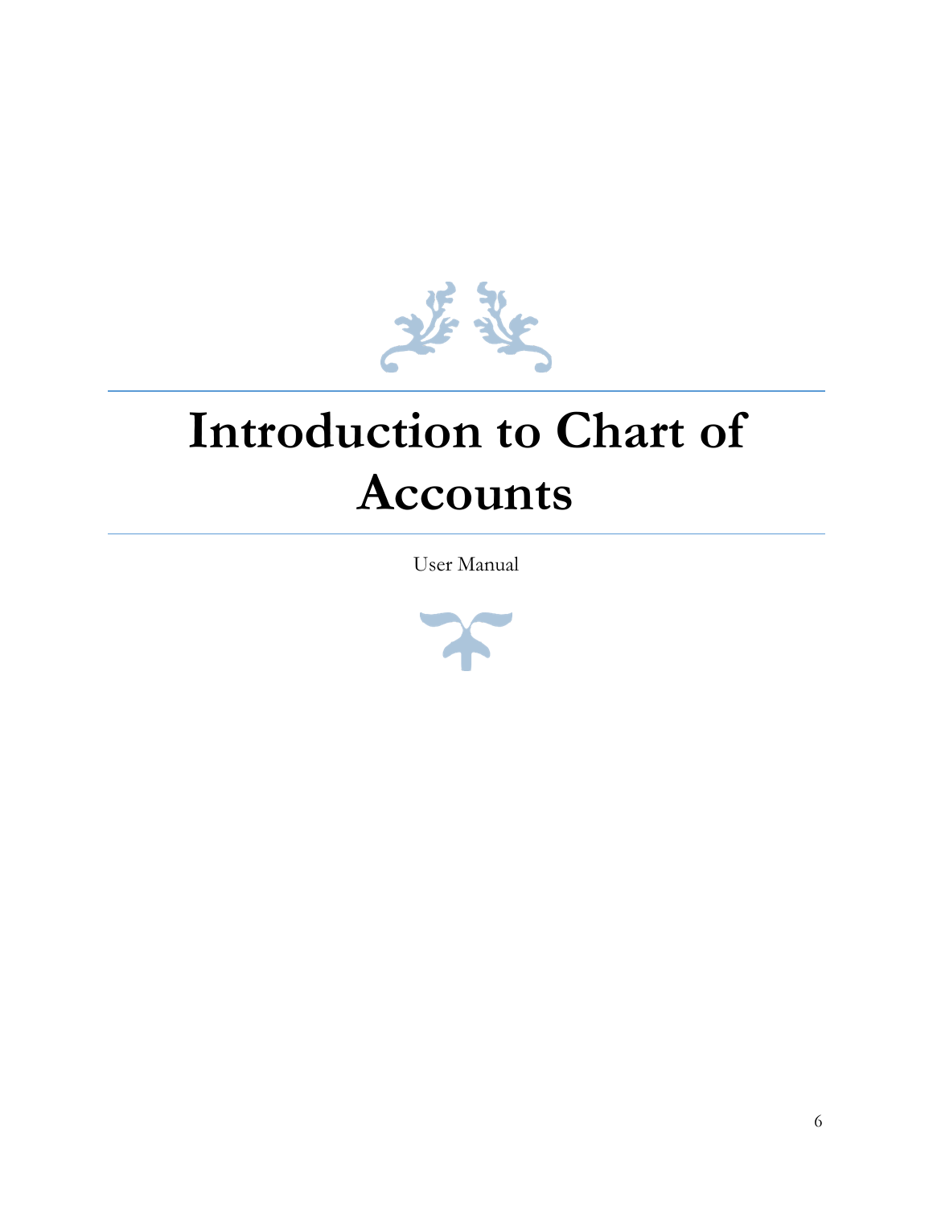# Introduction to Chart of Accounts

User Manual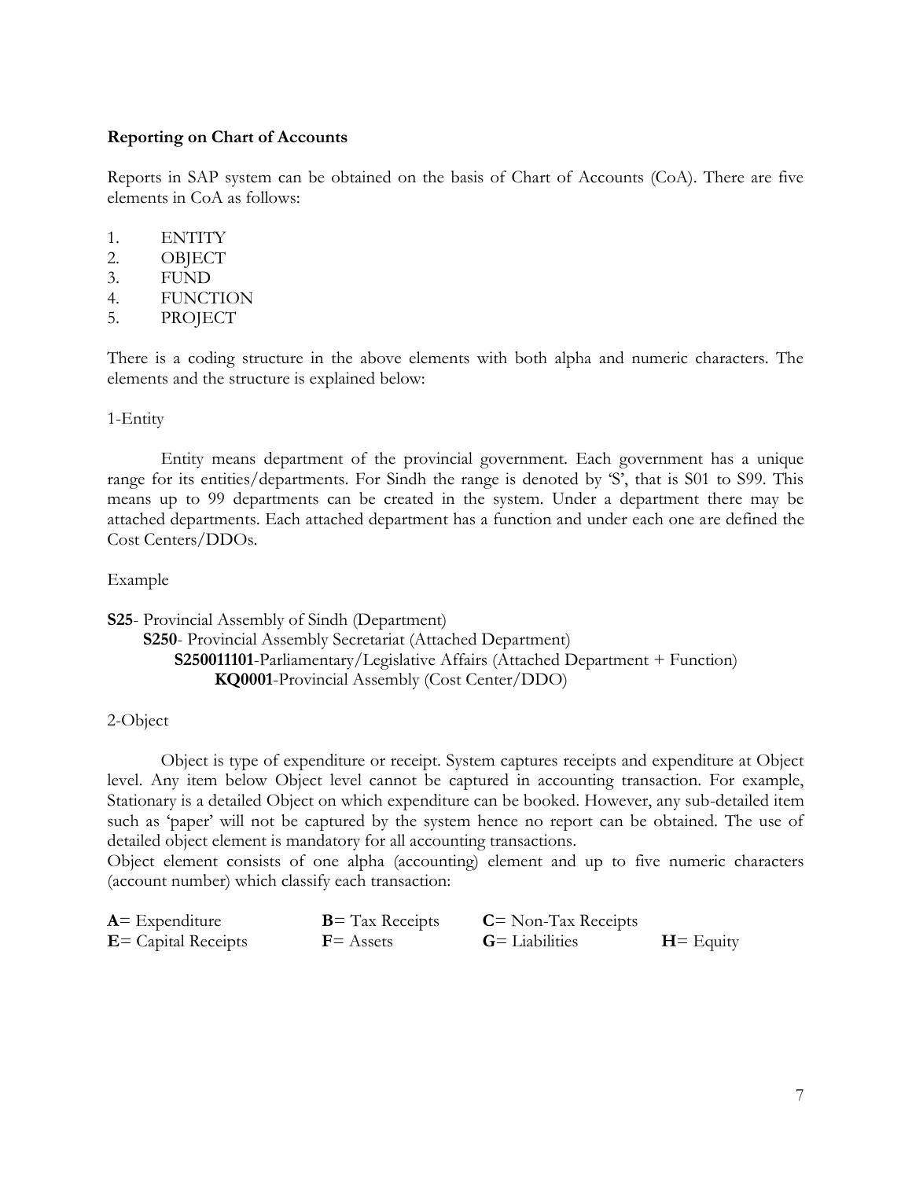**Reporting on Chart of Accounts**

Reports in SAP system can be obtained on the basis of Chart of Accounts (CoA). There are five elements in CoA as follows:

1. ENTITY
2. OBJECT
3. FUND
4. FUNCTION
5. PROJECT

There is a coding structure in the above elements with both alpha and numeric characters. The elements and the structure is explained below:

1-Entity

Entity means department of the provincial government. Each government has a unique range for its entities/departments. For Sindh the range is denoted by 'S', that is S01 to S99. This means up to 99 departments can be created in the system. Under a department there may be attached departments. Each attached department has a function and under each one are defined the Cost Centers/DDOs.

Example

**S25**- Provincial Assembly of Sindh (Department)
- **S250**- Provincial Assembly Secretariat (Attached Department)
  - **S250011101**-Parliamentary/Legislative Affairs (Attached Department + Function)
    - **KQ0001**-Provincial Assembly (Cost Center/DDO)

2-Object

Object is type of expenditure or receipt. System captures receipts and expenditure at Object level. Any item below Object level cannot be captured in accounting transaction. For example, Stationary is a detailed Object on which expenditure can be booked. However, any sub-detailed item such as 'paper' will not be captured by the system hence no report can be obtained. The use of detailed object element is mandatory for all accounting transactions.
Object element consists of one alpha (accounting) element and up to five numeric characters (account number) which classify each transaction:

| | | | |
|---|---|---|---|
| **A**= Expenditure | **B**= Tax Receipts | **C**= Non-Tax Receipts | |
| **E**= Capital Receipts | **F**= Assets | **G**= Liabilities | **H**= Equity |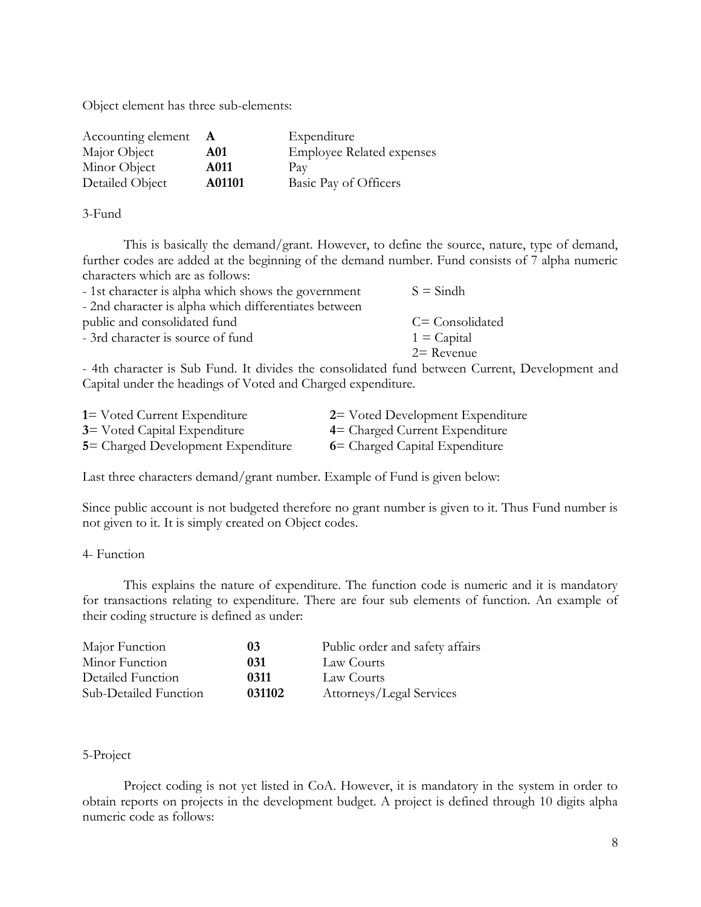Object element has three sub-elements:

| | | |
|---|---|---|
| Accounting element | **A** | Expenditure |
| Major Object | **A01** | Employee Related expenses |
| Minor Object | **A011** | Pay |
| Detailed Object | **A01101** | Basic Pay of Officers |

3-Fund

This is basically the demand/grant. However, to define the source, nature, type of demand, further codes are added at the beginning of the demand number. Fund consists of 7 alpha numeric characters which are as follows:

| | |
|---|---|
| - 1st character is alpha which shows the government | S = Sindh |
| - 2nd character is alpha which differentiates between public and consolidated fund | C= Consolidated |
| - 3rd character is source of fund | 1 = Capital<br>2= Revenue |

- 4th character is Sub Fund. It divides the consolidated fund between Current, Development and Capital under the headings of Voted and Charged expenditure.

| | |
|---|---|
| **1**= Voted Current Expenditure | **2**= Voted Development Expenditure |
| **3**= Voted Capital Expenditure | **4**= Charged Current Expenditure |
| **5**= Charged Development Expenditure | **6**= Charged Capital Expenditure |

Last three characters demand/grant number. Example of Fund is given below:

Since public account is not budgeted therefore no grant number is given to it. Thus Fund number is not given to it. It is simply created on Object codes.

4- Function

This explains the nature of expenditure. The function code is numeric and it is mandatory for transactions relating to expenditure. There are four sub elements of function. An example of their coding structure is defined as under:

| | | |
|---|---|---|
| Major Function | **03** | Public order and safety affairs |
| Minor Function | **031** | Law Courts |
| Detailed Function | **0311** | Law Courts |
| Sub-Detailed Function | **031102** | Attorneys/Legal Services |

5-Project

Project coding is not yet listed in CoA. However, it is mandatory in the system in order to obtain reports on projects in the development budget. A project is defined through 10 digits alpha numeric code as follows: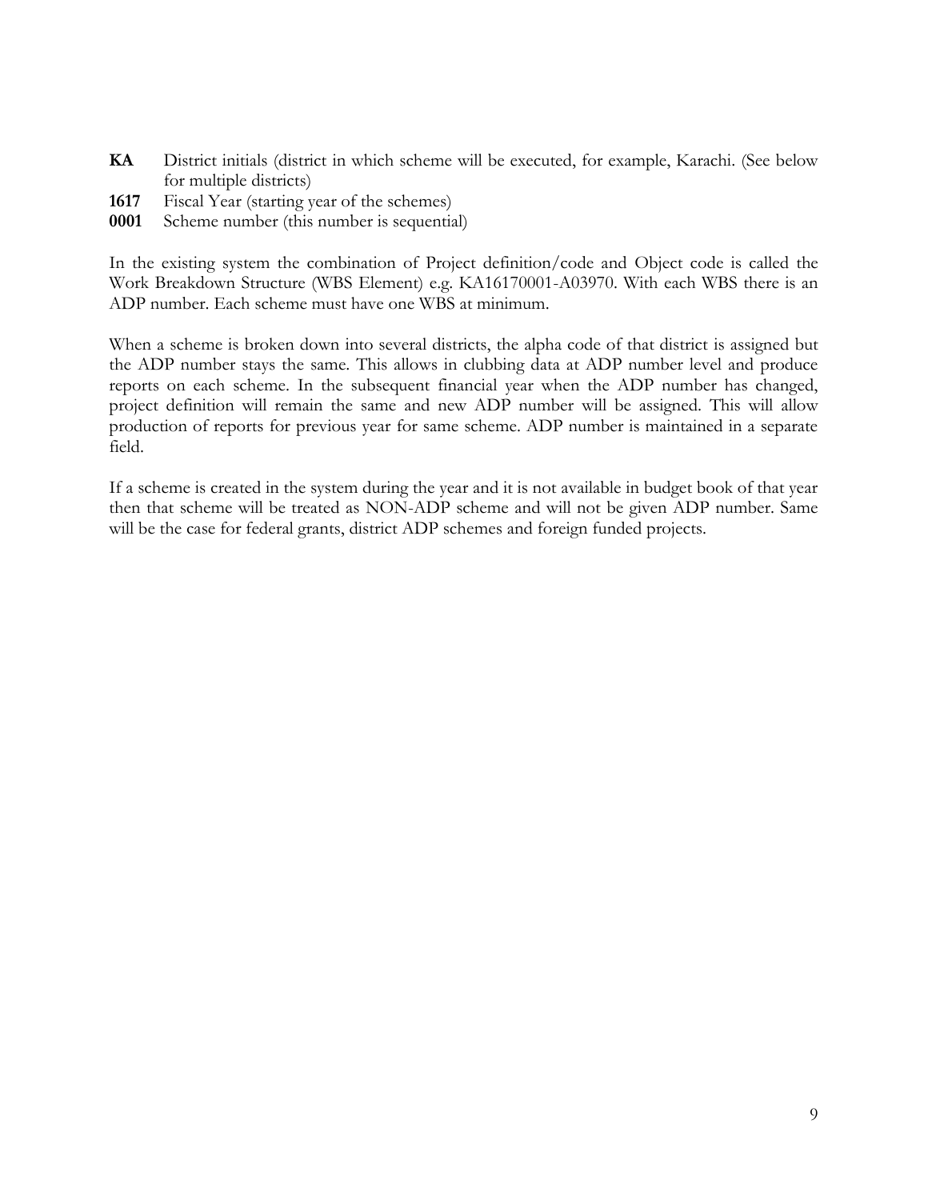**KA** District initials (district in which scheme will be executed, for example, Karachi. (See below for multiple districts)

**1617** Fiscal Year (starting year of the schemes)

**0001** Scheme number (this number is sequential)

In the existing system the combination of Project definition/code and Object code is called the Work Breakdown Structure (WBS Element) e.g. KA16170001-A03970. With each WBS there is an ADP number. Each scheme must have one WBS at minimum.

When a scheme is broken down into several districts, the alpha code of that district is assigned but the ADP number stays the same. This allows in clubbing data at ADP number level and produce reports on each scheme. In the subsequent financial year when the ADP number has changed, project definition will remain the same and new ADP number will be assigned. This will allow production of reports for previous year for same scheme. ADP number is maintained in a separate field.

If a scheme is created in the system during the year and it is not available in budget book of that year then that scheme will be treated as NON-ADP scheme and will not be given ADP number. Same will be the case for federal grants, district ADP schemes and foreign funded projects.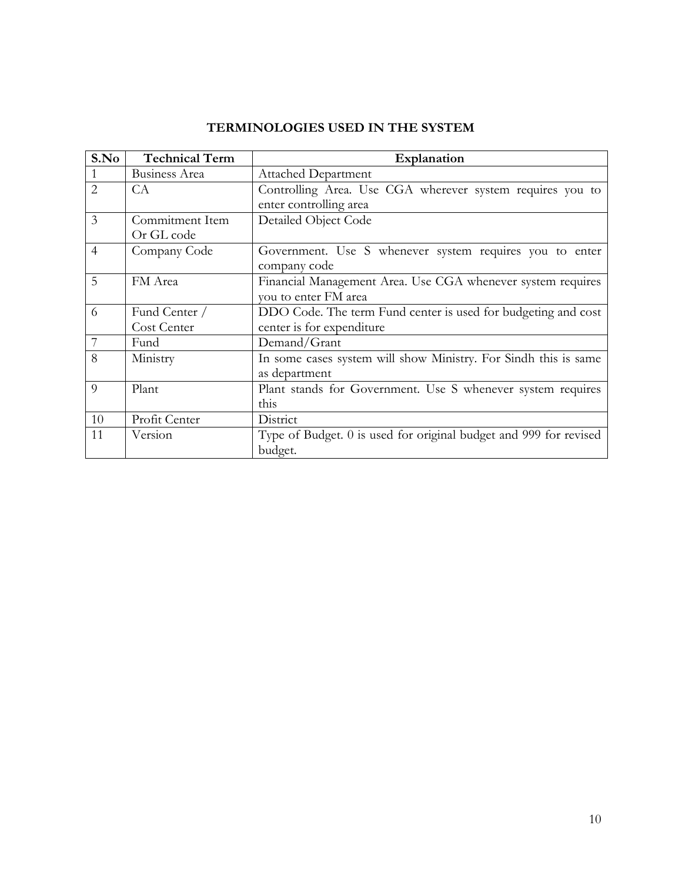## TERMINOLOGIES USED IN THE SYSTEM

| S.No | Technical Term | Explanation |
|---|---|---|
| 1 | Business Area | Attached Department |
| 2 | CA | Controlling Area. Use CGA wherever system requires you to enter controlling area |
| 3 | Commitment Item Or GL code | Detailed Object Code |
| 4 | Company Code | Government. Use S whenever system requires you to enter company code |
| 5 | FM Area | Financial Management Area. Use CGA whenever system requires you to enter FM area |
| 6 | Fund Center / Cost Center | DDO Code. The term Fund center is used for budgeting and cost center is for expenditure |
| 7 | Fund | Demand/Grant |
| 8 | Ministry | In some cases system will show Ministry. For Sindh this is same as department |
| 9 | Plant | Plant stands for Government. Use S whenever system requires this |
| 10 | Profit Center | District |
| 11 | Version | Type of Budget. 0 is used for original budget and 999 for revised budget. |